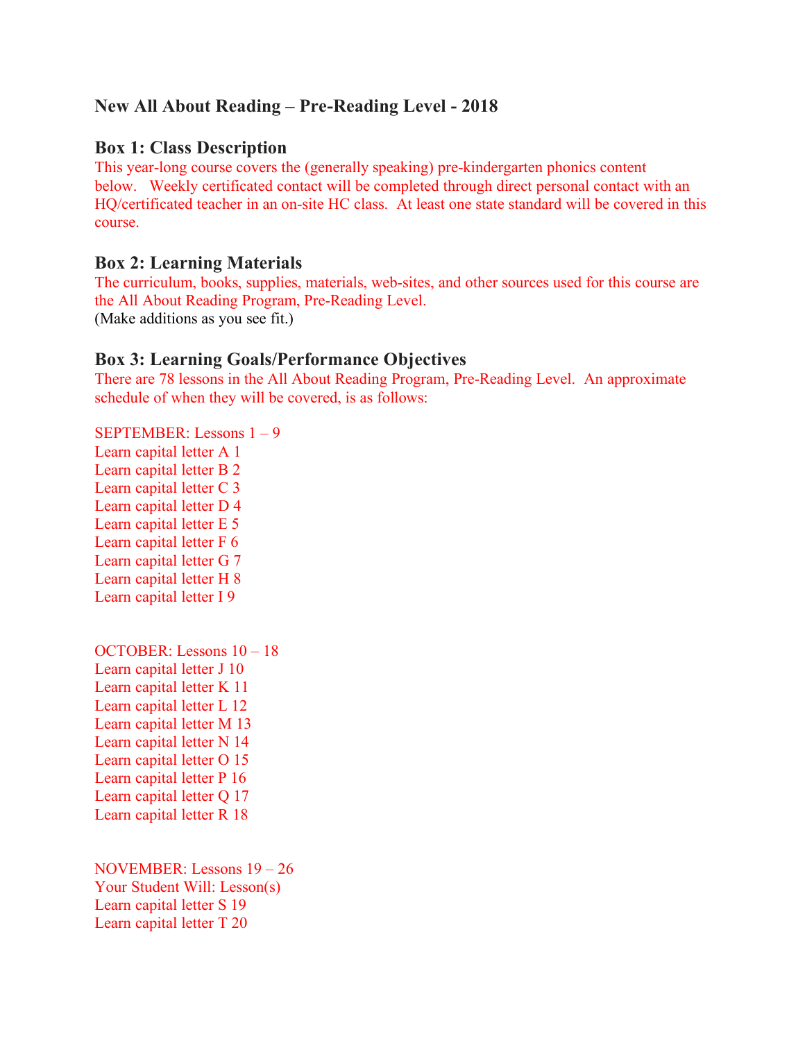# New All About Reading – Pre-Reading Level - 2018

## Box 1: Class Description

This year-long course covers the (generally speaking) pre-kindergarten phonics content below. Weekly certificated contact will be completed through direct personal contact with an HQ/certificated teacher in an on-site HC class. At least one state standard will be covered in this course.

## Box 2: Learning Materials

The curriculum, books, supplies, materials, web-sites, and other sources used for this course are the All About Reading Program, Pre-Reading Level.
(Make additions as you see fit.)

## Box 3: Learning Goals/Performance Objectives

There are 78 lessons in the All About Reading Program, Pre-Reading Level. An approximate schedule of when they will be covered, is as follows:

SEPTEMBER: Lessons 1 – 9
Learn capital letter A 1
Learn capital letter B 2
Learn capital letter C 3
Learn capital letter D 4
Learn capital letter E 5
Learn capital letter F 6
Learn capital letter G 7
Learn capital letter H 8
Learn capital letter I 9

OCTOBER: Lessons 10 – 18
Learn capital letter J 10
Learn capital letter K 11
Learn capital letter L 12
Learn capital letter M 13
Learn capital letter N 14
Learn capital letter O 15
Learn capital letter P 16
Learn capital letter Q 17
Learn capital letter R 18

NOVEMBER: Lessons 19 – 26
Your Student Will: Lesson(s)
Learn capital letter S 19
Learn capital letter T 20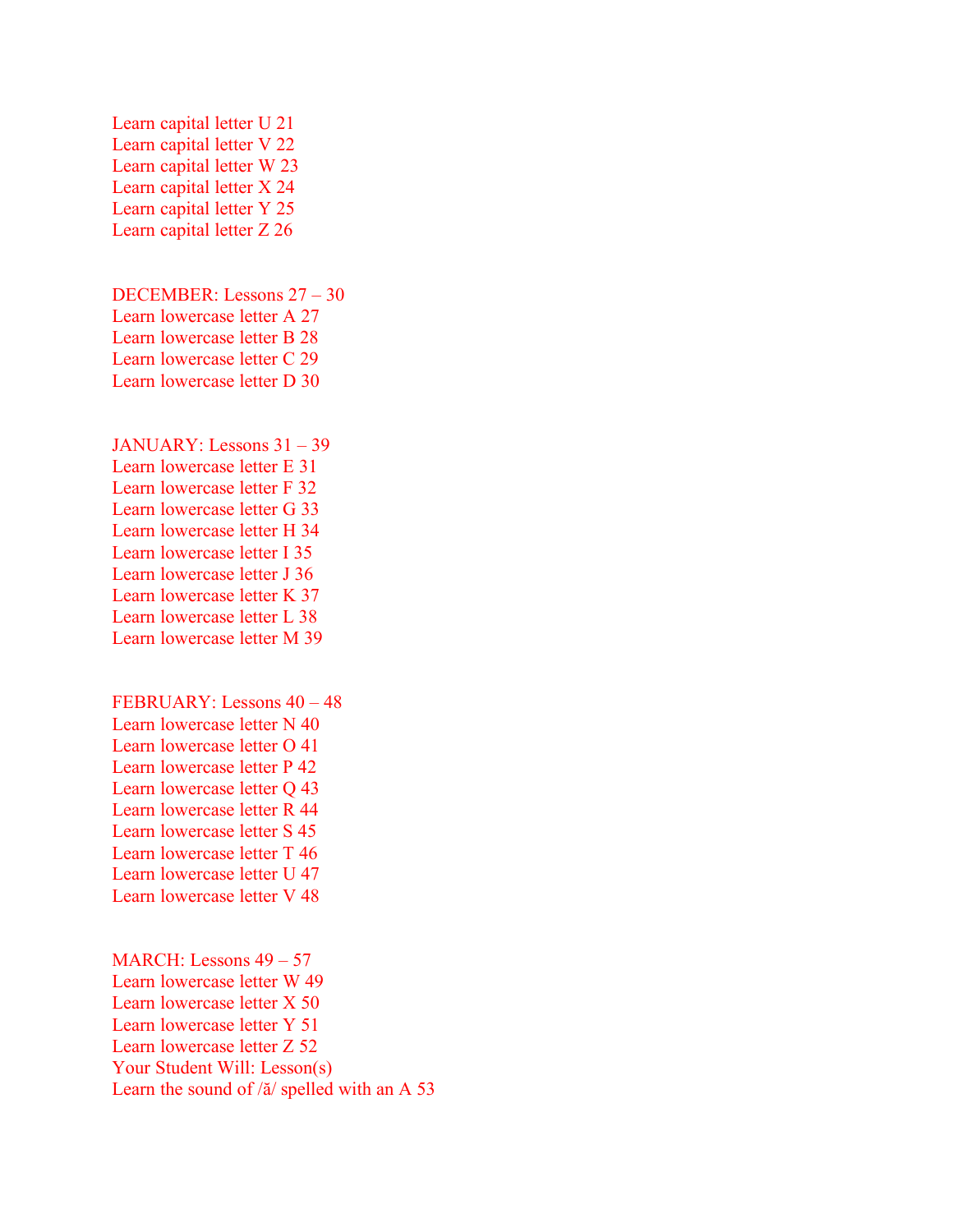Learn capital letter U 21
Learn capital letter V 22
Learn capital letter W 23
Learn capital letter X 24
Learn capital letter Y 25
Learn capital letter Z 26

DECEMBER: Lessons 27 – 30
Learn lowercase letter A 27
Learn lowercase letter B 28
Learn lowercase letter C 29
Learn lowercase letter D 30

JANUARY: Lessons 31 – 39
Learn lowercase letter E 31
Learn lowercase letter F 32
Learn lowercase letter G 33
Learn lowercase letter H 34
Learn lowercase letter I 35
Learn lowercase letter J 36
Learn lowercase letter K 37
Learn lowercase letter L 38
Learn lowercase letter M 39

FEBRUARY: Lessons 40 – 48
Learn lowercase letter N 40
Learn lowercase letter O 41
Learn lowercase letter P 42
Learn lowercase letter Q 43
Learn lowercase letter R 44
Learn lowercase letter S 45
Learn lowercase letter T 46
Learn lowercase letter U 47
Learn lowercase letter V 48

MARCH: Lessons 49 – 57
Learn lowercase letter W 49
Learn lowercase letter X 50
Learn lowercase letter Y 51
Learn lowercase letter Z 52
Your Student Will: Lesson(s)
Learn the sound of /ă/ spelled with an A 53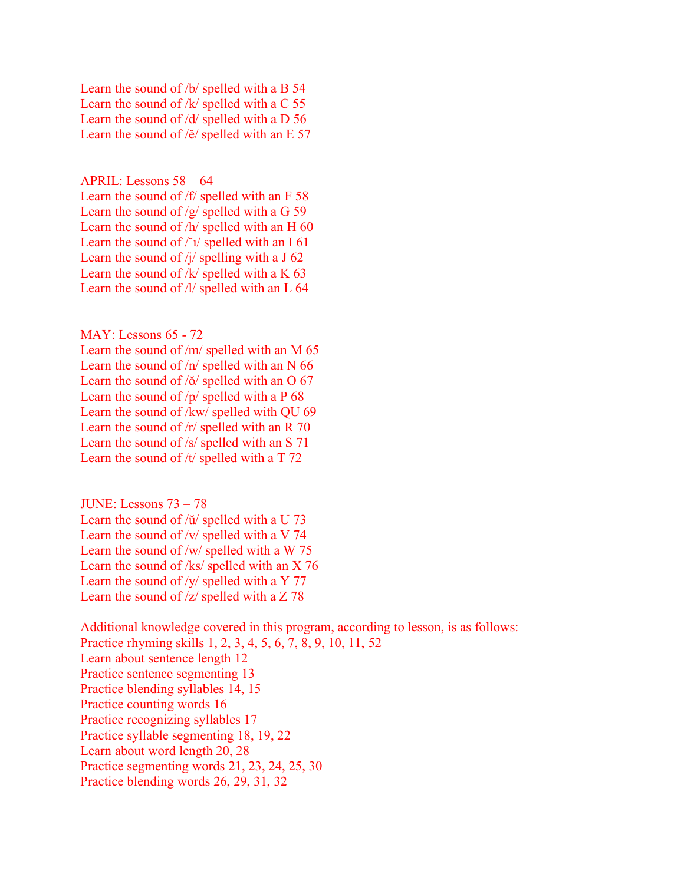Learn the sound of /b/ spelled with a B 54
Learn the sound of /k/ spelled with a C 55
Learn the sound of /d/ spelled with a D 56
Learn the sound of /ĕ/ spelled with an E 57

APRIL: Lessons 58 – 64
Learn the sound of /f/ spelled with an F 58
Learn the sound of /g/ spelled with a G 59
Learn the sound of /h/ spelled with an H 60
Learn the sound of /˘ı/ spelled with an I 61
Learn the sound of /j/ spelling with a J 62
Learn the sound of /k/ spelled with a K 63
Learn the sound of /l/ spelled with an L 64

MAY: Lessons 65 - 72
Learn the sound of /m/ spelled with an M 65
Learn the sound of /n/ spelled with an N 66
Learn the sound of /ŏ/ spelled with an O 67
Learn the sound of /p/ spelled with a P 68
Learn the sound of /kw/ spelled with QU 69
Learn the sound of /r/ spelled with an R 70
Learn the sound of /s/ spelled with an S 71
Learn the sound of /t/ spelled with a T 72

JUNE: Lessons 73 – 78
Learn the sound of /ŭ/ spelled with a U 73
Learn the sound of /v/ spelled with a V 74
Learn the sound of /w/ spelled with a W 75
Learn the sound of /ks/ spelled with an X 76
Learn the sound of /y/ spelled with a Y 77
Learn the sound of /z/ spelled with a Z 78

Additional knowledge covered in this program, according to lesson, is as follows:
Practice rhyming skills 1, 2, 3, 4, 5, 6, 7, 8, 9, 10, 11, 52
Learn about sentence length 12
Practice sentence segmenting 13
Practice blending syllables 14, 15
Practice counting words 16
Practice recognizing syllables 17
Practice syllable segmenting 18, 19, 22
Learn about word length 20, 28
Practice segmenting words 21, 23, 24, 25, 30
Practice blending words 26, 29, 31, 32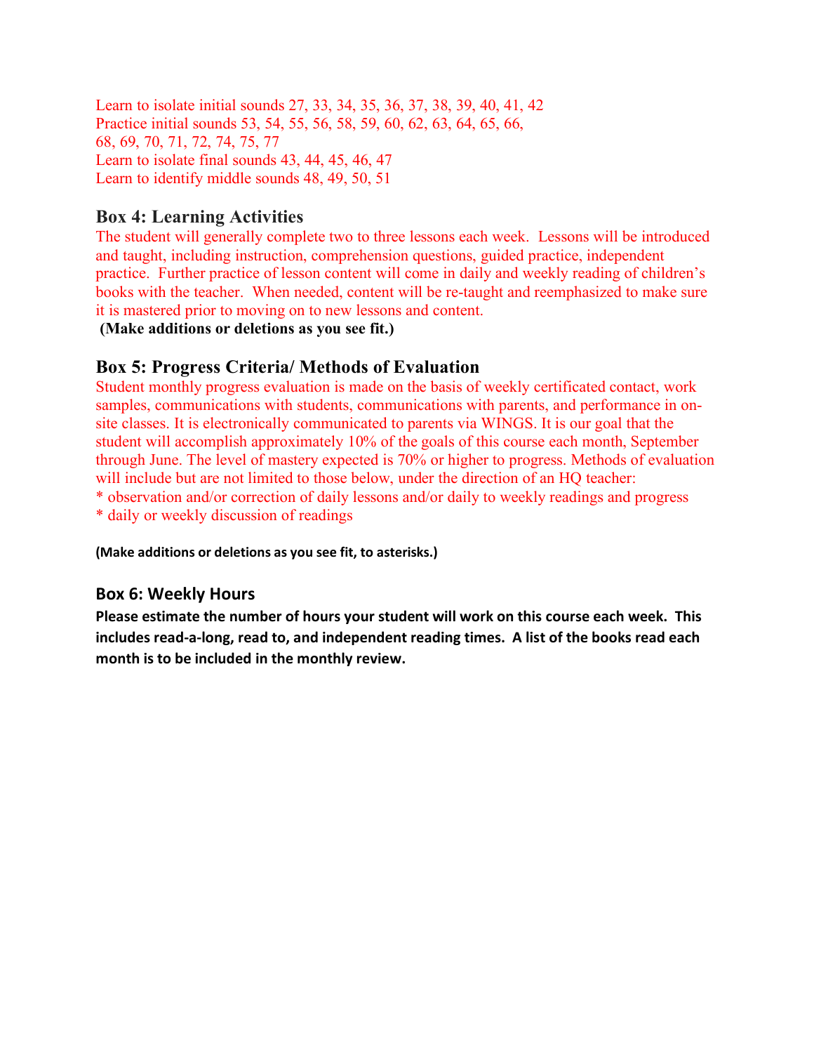Learn to isolate initial sounds 27, 33, 34, 35, 36, 37, 38, 39, 40, 41, 42
Practice initial sounds 53, 54, 55, 56, 58, 59, 60, 62, 63, 64, 65, 66,
68, 69, 70, 71, 72, 74, 75, 77
Learn to isolate final sounds 43, 44, 45, 46, 47
Learn to identify middle sounds 48, 49, 50, 51

## Box 4: Learning Activities

The student will generally complete two to three lessons each week. Lessons will be introduced and taught, including instruction, comprehension questions, guided practice, independent practice. Further practice of lesson content will come in daily and weekly reading of children's books with the teacher. When needed, content will be re-taught and reemphasized to make sure it is mastered prior to moving on to new lessons and content.

**(Make additions or deletions as you see fit.)**

## Box 5: Progress Criteria/ Methods of Evaluation

Student monthly progress evaluation is made on the basis of weekly certificated contact, work samples, communications with students, communications with parents, and performance in on-site classes. It is electronically communicated to parents via WINGS. It is our goal that the student will accomplish approximately 10% of the goals of this course each month, September through June. The level of mastery expected is 70% or higher to progress. Methods of evaluation will include but are not limited to those below, under the direction of an HQ teacher:

* observation and/or correction of daily lessons and/or daily to weekly readings and progress
* daily or weekly discussion of readings

**(Make additions or deletions as you see fit, to asterisks.)**

## Box 6: Weekly Hours

**Please estimate the number of hours your student will work on this course each week. This includes read-a-long, read to, and independent reading times. A list of the books read each month is to be included in the monthly review.**